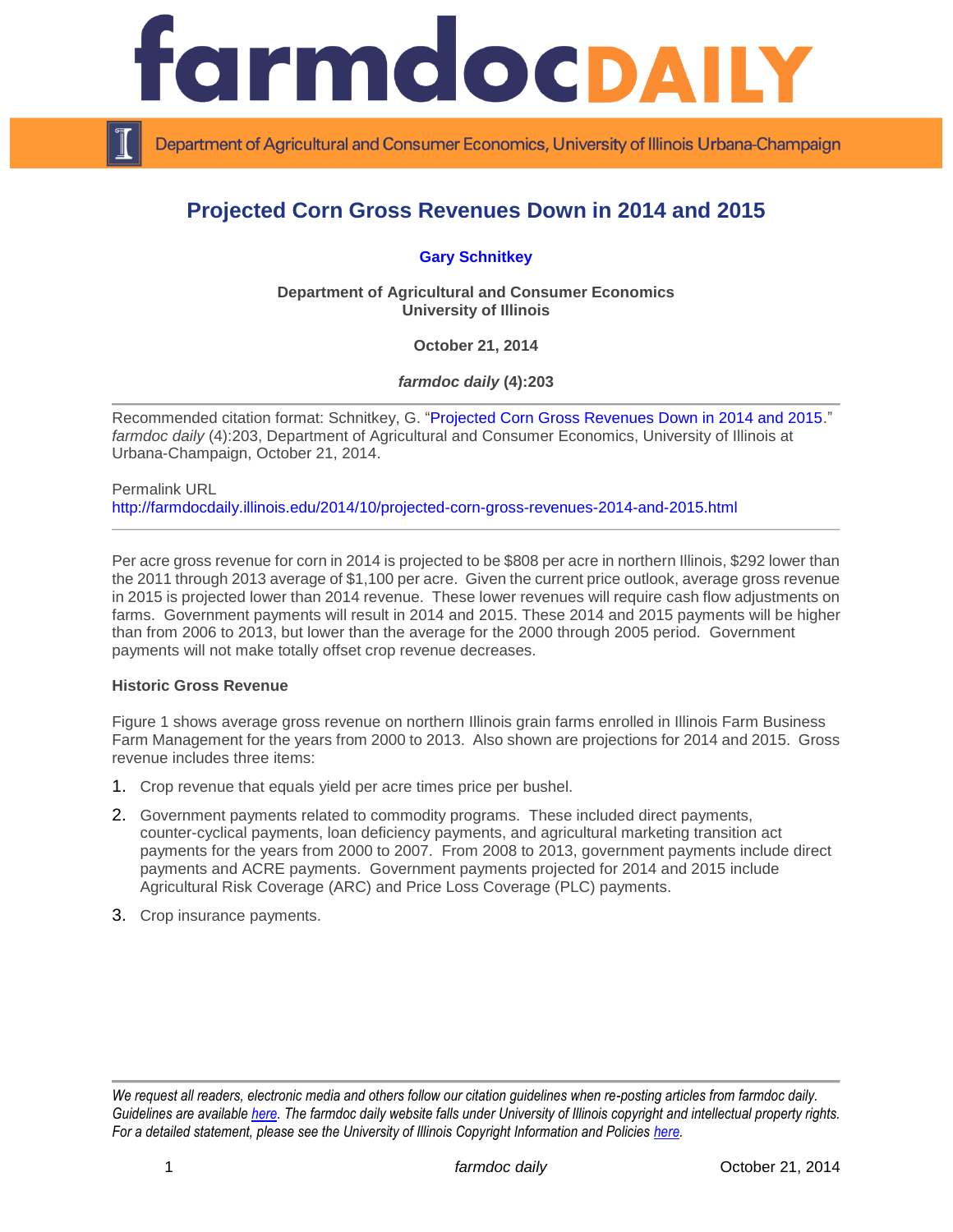# Projected Corn Gross Revenues Down in 2014 and 2015

**Gary Schnitkey**

**Department of Agricultural and Consumer Economics**
**University of Illinois**

**October 21, 2014**

***farmdoc daily* (4):203**

Recommended citation format: Schnitkey, G. "Projected Corn Gross Revenues Down in 2014 and 2015." *farmdoc daily* (4):203, Department of Agricultural and Consumer Economics, University of Illinois at Urbana-Champaign, October 21, 2014.

Permalink URL
http://farmdocdaily.illinois.edu/2014/10/projected-corn-gross-revenues-2014-and-2015.html

Per acre gross revenue for corn in 2014 is projected to be $808 per acre in northern Illinois, $292 lower than the 2011 through 2013 average of $1,100 per acre. Given the current price outlook, average gross revenue in 2015 is projected lower than 2014 revenue. These lower revenues will require cash flow adjustments on farms. Government payments will result in 2014 and 2015. These 2014 and 2015 payments will be higher than from 2006 to 2013, but lower than the average for the 2000 through 2005 period. Government payments will not make totally offset crop revenue decreases.

**Historic Gross Revenue**

Figure 1 shows average gross revenue on northern Illinois grain farms enrolled in Illinois Farm Business Farm Management for the years from 2000 to 2013. Also shown are projections for 2014 and 2015. Gross revenue includes three items:

1. Crop revenue that equals yield per acre times price per bushel.
2. Government payments related to commodity programs. These included direct payments, counter-cyclical payments, loan deficiency payments, and agricultural marketing transition act payments for the years from 2000 to 2007. From 2008 to 2013, government payments include direct payments and ACRE payments. Government payments projected for 2014 and 2015 include Agricultural Risk Coverage (ARC) and Price Loss Coverage (PLC) payments.
3. Crop insurance payments.

*We request all readers, electronic media and others follow our citation guidelines when re-posting articles from farmdoc daily. Guidelines are available here. The farmdoc daily website falls under University of Illinois copyright and intellectual property rights. For a detailed statement, please see the University of Illinois Copyright Information and Policies here.*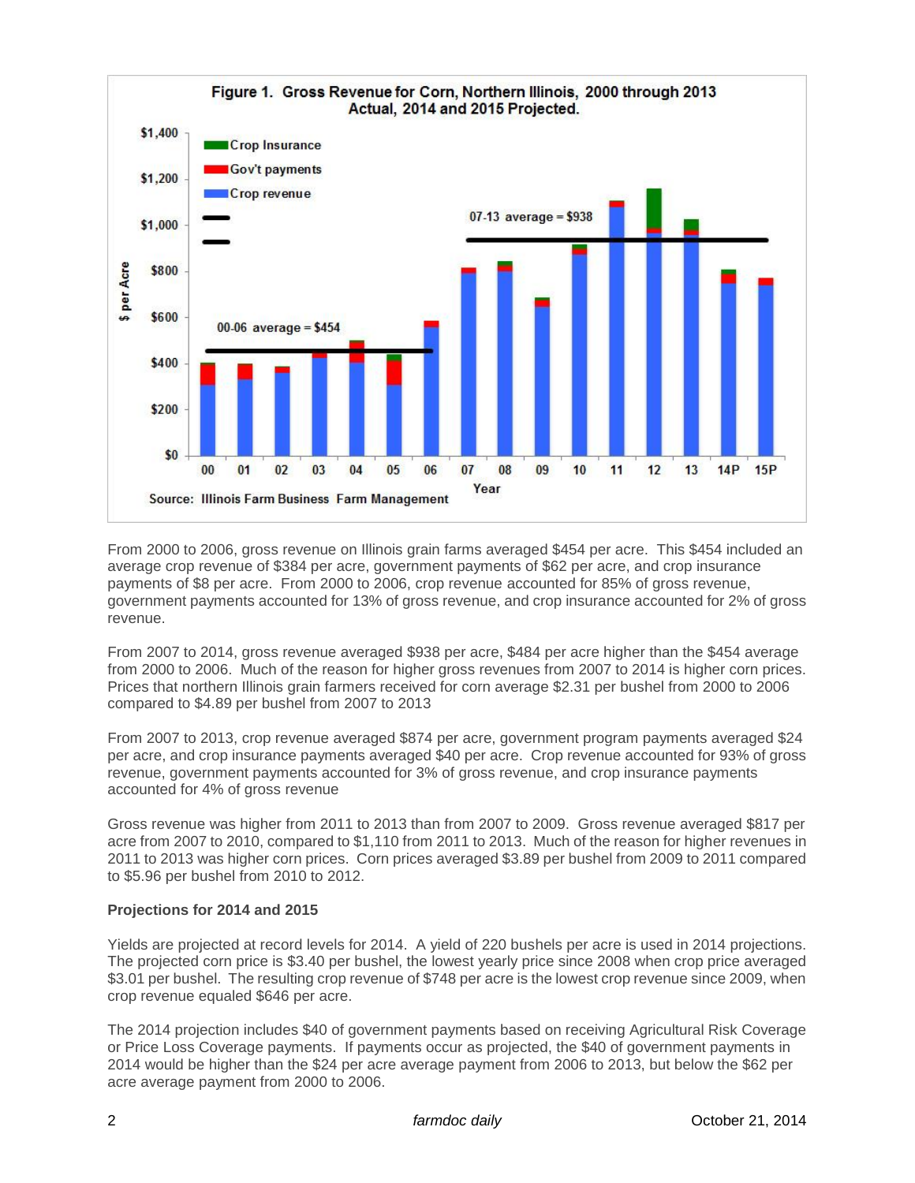Figure 1. Gross Revenue for Corn, Northern Illinois, 2000 through 2013 Actual, 2014 and 2015 Projected.

Source: Illinois Farm Business Farm Management

From 2000 to 2006, gross revenue on Illinois grain farms averaged $454 per acre. This $454 included an average crop revenue of $384 per acre, government payments of $62 per acre, and crop insurance payments of $8 per acre. From 2000 to 2006, crop revenue accounted for 85% of gross revenue, government payments accounted for 13% of gross revenue, and crop insurance accounted for 2% of gross revenue.

From 2007 to 2014, gross revenue averaged $938 per acre, $484 per acre higher than the $454 average from 2000 to 2006. Much of the reason for higher gross revenues from 2007 to 2014 is higher corn prices. Prices that northern Illinois grain farmers received for corn average $2.31 per bushel from 2000 to 2006 compared to $4.89 per bushel from 2007 to 2013

From 2007 to 2013, crop revenue averaged $874 per acre, government program payments averaged $24 per acre, and crop insurance payments averaged $40 per acre. Crop revenue accounted for 93% of gross revenue, government payments accounted for 3% of gross revenue, and crop insurance payments accounted for 4% of gross revenue

Gross revenue was higher from 2011 to 2013 than from 2007 to 2009. Gross revenue averaged $817 per acre from 2007 to 2010, compared to $1,110 from 2011 to 2013. Much of the reason for higher revenues in 2011 to 2013 was higher corn prices. Corn prices averaged $3.89 per bushel from 2009 to 2011 compared to $5.96 per bushel from 2010 to 2012.

**Projections for 2014 and 2015**

Yields are projected at record levels for 2014. A yield of 220 bushels per acre is used in 2014 projections. The projected corn price is $3.40 per bushel, the lowest yearly price since 2008 when crop price averaged $3.01 per bushel. The resulting crop revenue of $748 per acre is the lowest crop revenue since 2009, when crop revenue equaled $646 per acre.

The 2014 projection includes $40 of government payments based on receiving Agricultural Risk Coverage or Price Loss Coverage payments. If payments occur as projected, the $40 of government payments in 2014 would be higher than the $24 per acre average payment from 2006 to 2013, but below the $62 per acre average payment from 2000 to 2006.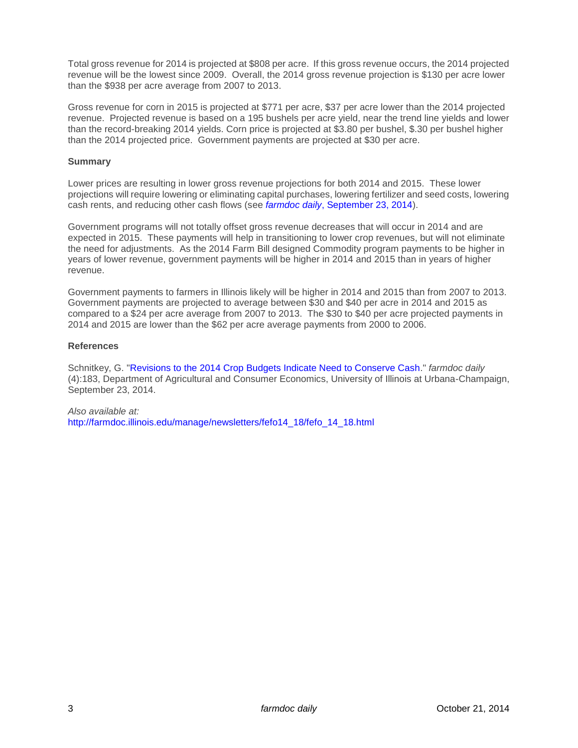Total gross revenue for 2014 is projected at $808 per acre. If this gross revenue occurs, the 2014 projected revenue will be the lowest since 2009. Overall, the 2014 gross revenue projection is $130 per acre lower than the $938 per acre average from 2007 to 2013.

Gross revenue for corn in 2015 is projected at $771 per acre, $37 per acre lower than the 2014 projected revenue. Projected revenue is based on a 195 bushels per acre yield, near the trend line yields and lower than the record-breaking 2014 yields. Corn price is projected at $3.80 per bushel, $.30 per bushel higher than the 2014 projected price. Government payments are projected at $30 per acre.

### Summary

Lower prices are resulting in lower gross revenue projections for both 2014 and 2015. These lower projections will require lowering or eliminating capital purchases, lowering fertilizer and seed costs, lowering cash rents, and reducing other cash flows (see *farmdoc daily*, September 23, 2014).

Government programs will not totally offset gross revenue decreases that will occur in 2014 and are expected in 2015. These payments will help in transitioning to lower crop revenues, but will not eliminate the need for adjustments. As the 2014 Farm Bill designed Commodity program payments to be higher in years of lower revenue, government payments will be higher in 2014 and 2015 than in years of higher revenue.

Government payments to farmers in Illinois likely will be higher in 2014 and 2015 than from 2007 to 2013. Government payments are projected to average between $30 and $40 per acre in 2014 and 2015 as compared to a $24 per acre average from 2007 to 2013. The $30 to $40 per acre projected payments in 2014 and 2015 are lower than the $62 per acre average payments from 2000 to 2006.

### References

Schnitkey, G. "Revisions to the 2014 Crop Budgets Indicate Need to Conserve Cash." *farmdoc daily* (4):183, Department of Agricultural and Consumer Economics, University of Illinois at Urbana-Champaign, September 23, 2014.

*Also available at:*
http://farmdoc.illinois.edu/manage/newsletters/fefo14_18/fefo_14_18.html